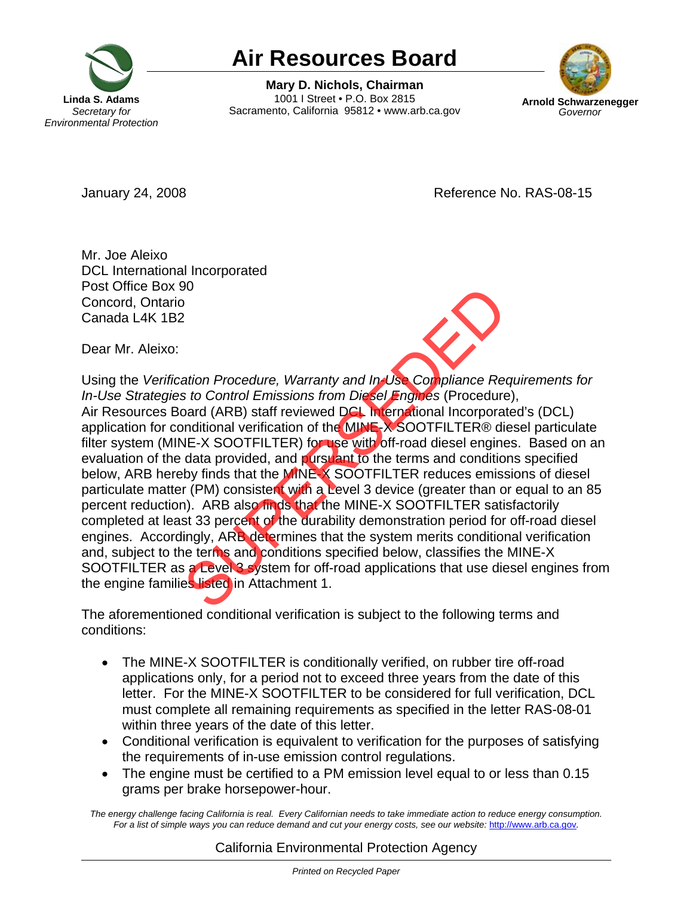# Air Resources Board

**Linda S. Adams**
*Secretary for Environmental Protection*

**Mary D. Nichols, Chairman**
1001 I Street • P.O. Box 2815
Sacramento, California 95812 • www.arb.ca.gov

**Arnold Schwarzenegger**
*Governor*

January 24, 2008

Reference No. RAS-08-15

Mr. Joe Aleixo
DCL International Incorporated
Post Office Box 90
Concord, Ontario
Canada L4K 1B2

Dear Mr. Aleixo:

SUPERSEDED

Using the *Verification Procedure, Warranty and In-Use Compliance Requirements for In-Use Strategies to Control Emissions from Diesel Engines* (Procedure), Air Resources Board (ARB) staff reviewed DCL International Incorporated's (DCL) application for conditional verification of the MINE-X SOOTFILTER® diesel particulate filter system (MINE-X SOOTFILTER) for use with off-road diesel engines. Based on an evaluation of the data provided, and pursuant to the terms and conditions specified below, ARB hereby finds that the MINE-X SOOTFILTER reduces emissions of diesel particulate matter (PM) consistent with a Level 3 device (greater than or equal to an 85 percent reduction). ARB also finds that the MINE-X SOOTFILTER satisfactorily completed at least 33 percent of the durability demonstration period for off-road diesel engines. Accordingly, ARB determines that the system merits conditional verification and, subject to the terms and conditions specified below, classifies the MINE-X SOOTFILTER as a Level 3 system for off-road applications that use diesel engines from the engine families listed in Attachment 1.

The aforementioned conditional verification is subject to the following terms and conditions:

- The MINE-X SOOTFILTER is conditionally verified, on rubber tire off-road applications only, for a period not to exceed three years from the date of this letter. For the MINE-X SOOTFILTER to be considered for full verification, DCL must complete all remaining requirements as specified in the letter RAS-08-01 within three years of the date of this letter.
- Conditional verification is equivalent to verification for the purposes of satisfying the requirements of in-use emission control regulations.
- The engine must be certified to a PM emission level equal to or less than 0.15 grams per brake horsepower-hour.

*The energy challenge facing California is real. Every Californian needs to take immediate action to reduce energy consumption. For a list of simple ways you can reduce demand and cut your energy costs, see our website: http://www.arb.ca.gov.*

California Environmental Protection Agency

*Printed on Recycled Paper*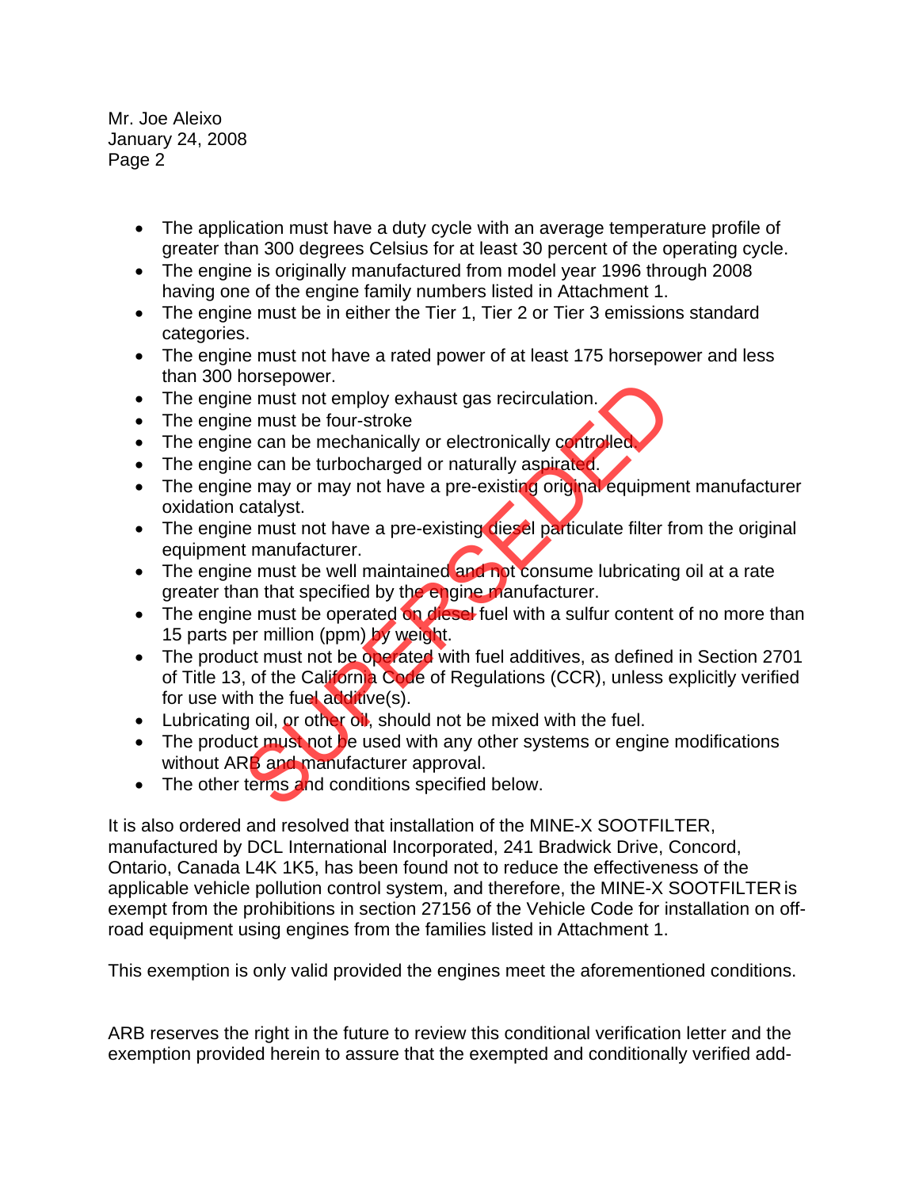- The application must have a duty cycle with an average temperature profile of greater than 300 degrees Celsius for at least 30 percent of the operating cycle.
- The engine is originally manufactured from model year 1996 through 2008 having one of the engine family numbers listed in Attachment 1.
- The engine must be in either the Tier 1, Tier 2 or Tier 3 emissions standard categories.
- The engine must not have a rated power of at least 175 horsepower and less than 300 horsepower.
- The engine must not employ exhaust gas recirculation.
- The engine must be four-stroke
- The engine can be mechanically or electronically controlled.
- The engine can be turbocharged or naturally aspirated.
- The engine may or may not have a pre-existing original equipment manufacturer oxidation catalyst.
- The engine must not have a pre-existing diesel particulate filter from the original equipment manufacturer.
- The engine must be well maintained and not consume lubricating oil at a rate greater than that specified by the engine manufacturer.
- The engine must be operated on diesel fuel with a sulfur content of no more than 15 parts per million (ppm) by weight.
- The product must not be operated with fuel additives, as defined in Section 2701 of Title 13, of the California Code of Regulations (CCR), unless explicitly verified for use with the fuel additive(s).
- Lubricating oil, or other oil, should not be mixed with the fuel.
- The product must not be used with any other systems or engine modifications without ARB and manufacturer approval.
- The other terms and conditions specified below.

It is also ordered and resolved that installation of the MINE-X SOOTFILTER, manufactured by DCL International Incorporated, 241 Bradwick Drive, Concord, Ontario, Canada L4K 1K5, has been found not to reduce the effectiveness of the applicable vehicle pollution control system, and therefore, the MINE-X SOOTFILTER is exempt from the prohibitions in section 27156 of the Vehicle Code for installation on off-road equipment using engines from the families listed in Attachment 1.

This exemption is only valid provided the engines meet the aforementioned conditions.

ARB reserves the right in the future to review this conditional verification letter and the exemption provided herein to assure that the exempted and conditionally verified add-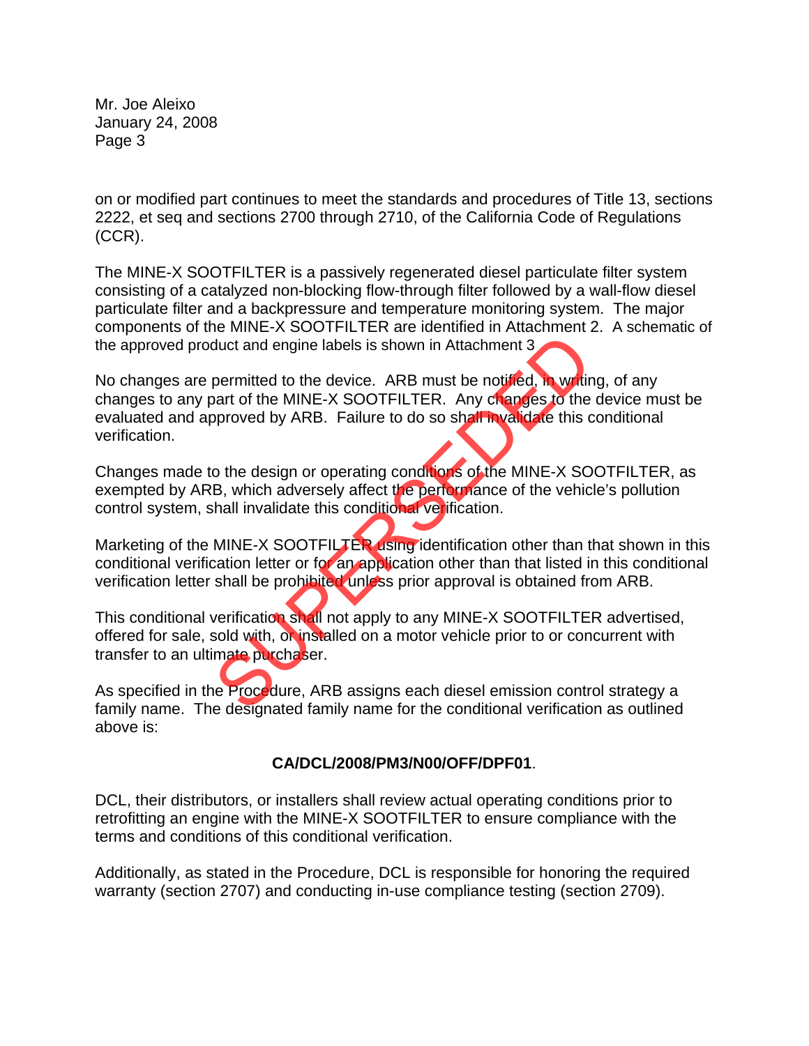on or modified part continues to meet the standards and procedures of Title 13, sections 2222, et seq and sections 2700 through 2710, of the California Code of Regulations (CCR).

The MINE-X SOOTFILTER is a passively regenerated diesel particulate filter system consisting of a catalyzed non-blocking flow-through filter followed by a wall-flow diesel particulate filter and a backpressure and temperature monitoring system. The major components of the MINE-X SOOTFILTER are identified in Attachment 2. A schematic of the approved product and engine labels is shown in Attachment 3.

No changes are permitted to the device. ARB must be notified, in writing, of any changes to any part of the MINE-X SOOTFILTER. Any changes to the device must be evaluated and approved by ARB. Failure to do so shall invalidate this conditional verification.

Changes made to the design or operating conditions of the MINE-X SOOTFILTER, as exempted by ARB, which adversely affect the performance of the vehicle's pollution control system, shall invalidate this conditional verification.

Marketing of the MINE-X SOOTFILTER using identification other than that shown in this conditional verification letter or for an application other than that listed in this conditional verification letter shall be prohibited unless prior approval is obtained from ARB.

This conditional verification shall not apply to any MINE-X SOOTFILTER advertised, offered for sale, sold with, or installed on a motor vehicle prior to or concurrent with transfer to an ultimate purchaser.

As specified in the Procedure, ARB assigns each diesel emission control strategy a family name. The designated family name for the conditional verification as outlined above is:

**CA/DCL/2008/PM3/N00/OFF/DPF01**.

DCL, their distributors, or installers shall review actual operating conditions prior to retrofitting an engine with the MINE-X SOOTFILTER to ensure compliance with the terms and conditions of this conditional verification.

Additionally, as stated in the Procedure, DCL is responsible for honoring the required warranty (section 2707) and conducting in-use compliance testing (section 2709).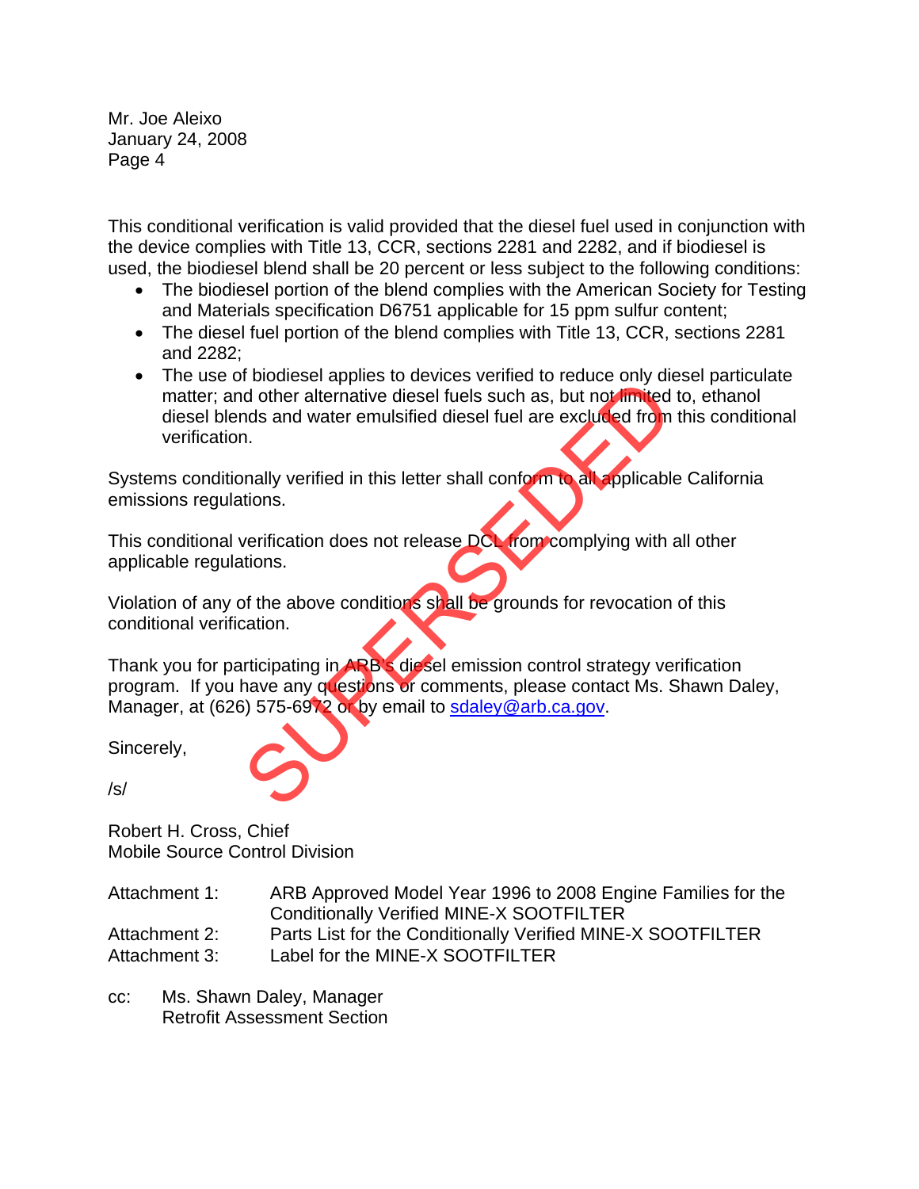Mr. Joe Aleixo
January 24, 2008

This conditional verification is valid provided that the diesel fuel used in conjunction with the device complies with Title 13, CCR, sections 2281 and 2282, and if biodiesel is used, the biodiesel blend shall be 20 percent or less subject to the following conditions:

- The biodiesel portion of the blend complies with the American Society for Testing and Materials specification D6751 applicable for 15 ppm sulfur content;
- The diesel fuel portion of the blend complies with Title 13, CCR, sections 2281 and 2282;
- The use of biodiesel applies to devices verified to reduce only diesel particulate matter; and other alternative diesel fuels such as, but not limited to, ethanol diesel blends and water emulsified diesel fuel are excluded from this conditional verification.

Systems conditionally verified in this letter shall conform to all applicable California emissions regulations.

This conditional verification does not release DCL from complying with all other applicable regulations.

Violation of any of the above conditions shall be grounds for revocation of this conditional verification.

Thank you for participating in ARB's diesel emission control strategy verification program. If you have any questions or comments, please contact Ms. Shawn Daley, Manager, at (626) 575-6972 or by email to sdaley@arb.ca.gov.

Sincerely,

/s/

Robert H. Cross, Chief
Mobile Source Control Division

Attachment 1: ARB Approved Model Year 1996 to 2008 Engine Families for the Conditionally Verified MINE-X SOOTFILTER
Attachment 2: Parts List for the Conditionally Verified MINE-X SOOTFILTER
Attachment 3: Label for the MINE-X SOOTFILTER

cc: Ms. Shawn Daley, Manager
Retrofit Assessment Section

SUPERSEDED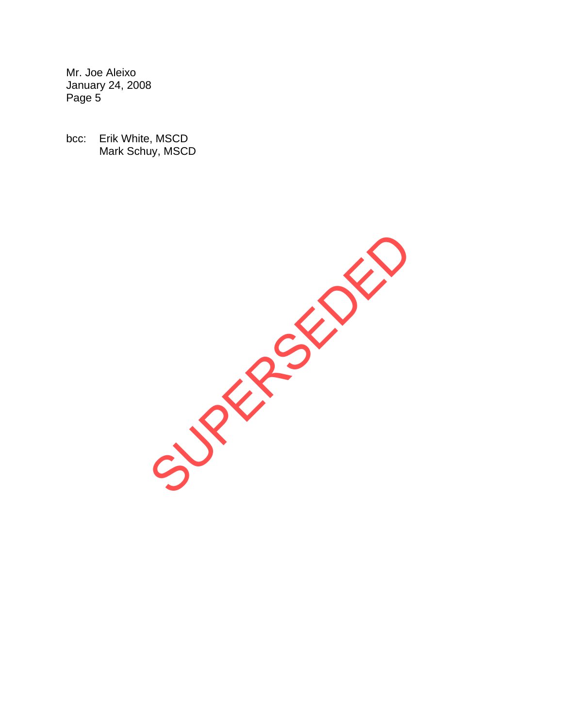bcc: Erik White, MSCD
Mark Schuy, MSCD

SUPERSEDED